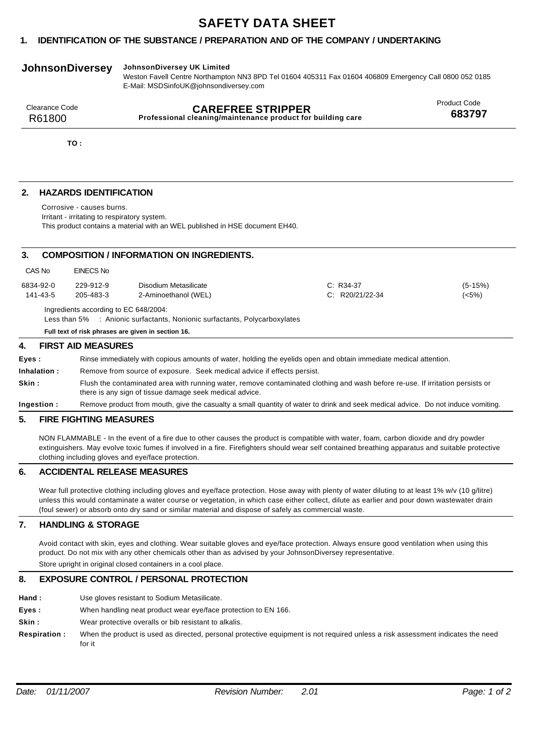# SAFETY DATA SHEET

## 1. IDENTIFICATION OF THE SUBSTANCE / PREPARATION AND OF THE COMPANY / UNDERTAKING

**JohnsonDiversey** **JohnsonDiversey UK Limited**
Weston Favell Centre Northampton NN3 8PD Tel 01604 405311 Fax 01604 406809 Emergency Call 0800 052 0185
E-Mail: MSDSinfoUK@johnsondiversey.com

| Clearance Code | | Product Code |
|---|---|---|
| R61800 | **CAREFREE STRIPPER** **Professional cleaning/maintenance product for building care** | **683797** |

**TO :**

## 2. HAZARDS IDENTIFICATION

Corrosive - causes burns.
Irritant - irritating to respiratory system.
This product contains a material with an WEL published in HSE document EH40.

## 3. COMPOSITION / INFORMATION ON INGREDIENTS.

| CAS No | EINECS No | | | |
|---|---|---|---|---|
| 6834-92-0 | 229-912-9 | Disodium Metasilicate | C: R34-37 | (5-15%) |
| 141-43-5 | 205-483-3 | 2-Aminoethanol (WEL) | C: R20/21/22-34 | (<5%) |

Ingredients according to EC 648/2004:
Less than 5% : Anionic surfactants, Nonionic surfactants, Polycarboxylates

**Full text of risk phrases are given in section 16.**

## 4. FIRST AID MEASURES

**Eyes :** Rinse immediately with copious amounts of water, holding the eyelids open and obtain immediate medical attention.

**Inhalation :** Remove from source of exposure. Seek medical advice if effects persist.

**Skin :** Flush the contaminated area with running water, remove contaminated clothing and wash before re-use. If irritation persists or there is any sign of tissue damage seek medical advice.

**Ingestion :** Remove product from mouth, give the casualty a small quantity of water to drink and seek medical advice. Do not induce vomiting.

## 5. FIRE FIGHTING MEASURES

NON FLAMMABLE - In the event of a fire due to other causes the product is compatible with water, foam, carbon dioxide and dry powder extinguishers. May evolve toxic fumes if involved in a fire. Firefighters should wear self contained breathing apparatus and suitable protective clothing including gloves and eye/face protection.

## 6. ACCIDENTAL RELEASE MEASURES

Wear full protective clothing including gloves and eye/face protection. Hose away with plenty of water diluting to at least 1% w/v (10 g/litre) unless this would contaminate a water course or vegetation, in which case either collect, dilute as earlier and pour down wastewater drain (foul sewer) or absorb onto dry sand or similar material and dispose of safely as commercial waste.

## 7. HANDLING & STORAGE

Avoid contact with skin, eyes and clothing. Wear suitable gloves and eye/face protection. Always ensure good ventilation when using this product. Do not mix with any other chemicals other than as advised by your JohnsonDiversey representative.
Store upright in original closed containers in a cool place.

## 8. EXPOSURE CONTROL / PERSONAL PROTECTION

**Hand :** Use gloves resistant to Sodium Metasilicate.

**Eyes :** When handling neat product wear eye/face protection to EN 166.

**Skin :** Wear protective overalls or bib resistant to alkalis.

**Respiration :** When the product is used as directed, personal protective equipment is not required unless a risk assessment indicates the need for it

*Date: 01/11/2007* *Revision Number: 2.01*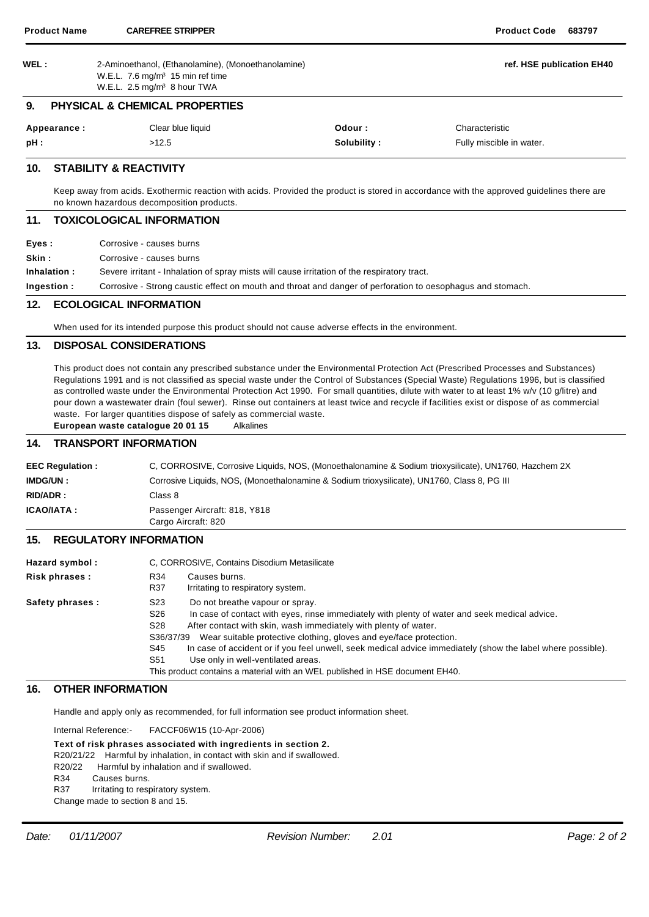| | | |
|---|---|---|
| **WEL :** | 2-Aminoethanol, (Ethanolamine), (Monoethanolamine)<br>W.E.L. 7.6 mg/m³ 15 min ref time<br>W.E.L. 2.5 mg/m³ 8 hour TWA | **ref. HSE publication EH40** |

## 9. PHYSICAL & CHEMICAL PROPERTIES

| | | | |
|---|---|---|---|
| **Appearance :** | Clear blue liquid | **Odour :** | Characteristic |
| **pH :** | >12.5 | **Solubility :** | Fully miscible in water. |

## 10. STABILITY & REACTIVITY

Keep away from acids. Exothermic reaction with acids. Provided the product is stored in accordance with the approved guidelines there are no known hazardous decomposition products.

## 11. TOXICOLOGICAL INFORMATION

| | |
|---|---|
| **Eyes :** | Corrosive - causes burns |
| **Skin :** | Corrosive - causes burns |
| **Inhalation :** | Severe irritant - Inhalation of spray mists will cause irritation of the respiratory tract. |
| **Ingestion :** | Corrosive - Strong caustic effect on mouth and throat and danger of perforation to oesophagus and stomach. |

## 12. ECOLOGICAL INFORMATION

When used for its intended purpose this product should not cause adverse effects in the environment.

## 13. DISPOSAL CONSIDERATIONS

This product does not contain any prescribed substance under the Environmental Protection Act (Prescribed Processes and Substances) Regulations 1991 and is not classified as special waste under the Control of Substances (Special Waste) Regulations 1996, but is classified as controlled waste under the Environmental Protection Act 1990. For small quantities, dilute with water to at least 1% w/v (10 g/litre) and pour down a wastewater drain (foul sewer). Rinse out containers at least twice and recycle if facilities exist or dispose of as commercial waste. For larger quantities dispose of safely as commercial waste.

**European waste catalogue 20 01 15** Alkalines

## 14. TRANSPORT INFORMATION

| | |
|---|---|
| **EEC Regulation :** | C, CORROSIVE, Corrosive Liquids, NOS, (Monoethalonamine & Sodium trioxysilicate), UN1760, Hazchem 2X |
| **IMDG/UN :** | Corrosive Liquids, NOS, (Monoethalonamine & Sodium trioxysilicate), UN1760, Class 8, PG III |
| **RID/ADR :** | Class 8 |
| **ICAO/IATA :** | Passenger Aircraft: 818, Y818<br>Cargo Aircraft: 820 |

## 15. REGULATORY INFORMATION

**Hazard symbol :** C, CORROSIVE, Contains Disodium Metasilicate

**Risk phrases :**

- R34 Causes burns.
- R37 Irritating to respiratory system.

**Safety phrases :**

- S23 Do not breathe vapour or spray.
- S26 In case of contact with eyes, rinse immediately with plenty of water and seek medical advice.
- S28 After contact with skin, wash immediately with plenty of water.
- S36/37/39 Wear suitable protective clothing, gloves and eye/face protection.
- S45 In case of accident or if you feel unwell, seek medical advice immediately (show the label where possible).
- S51 Use only in well-ventilated areas.

This product contains a material with an WEL published in HSE document EH40.

## 16. OTHER INFORMATION

Handle and apply only as recommended, for full information see product information sheet.

Internal Reference:- FACCF06W15 (10-Apr-2006)

**Text of risk phrases associated with ingredients in section 2.**

R20/21/22 Harmful by inhalation, in contact with skin and if swallowed.
R20/22 Harmful by inhalation and if swallowed.
R34 Causes burns.
R37 Irritating to respiratory system.
Change made to section 8 and 15.

*Date: 01/11/2007* *Revision Number: 2.01*